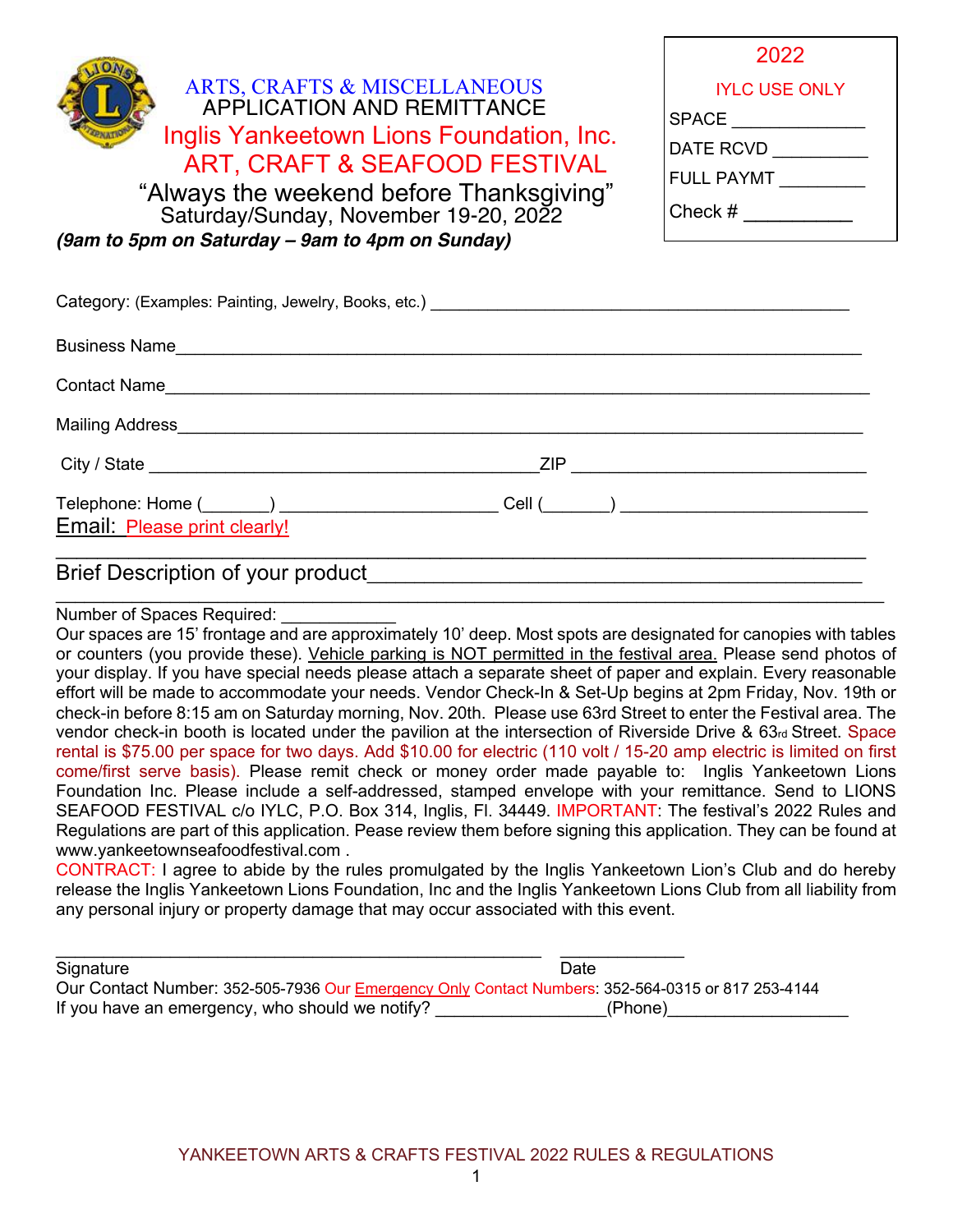# ARTS, CRAFTS & MISCELLANEOUS
## APPLICATION AND REMITTANCE
## Inglis Yankeetown Lions Foundation, Inc.
## ART, CRAFT & SEAFOOD FESTIVAL

"Always the weekend before Thanksgiving"
Saturday/Sunday, November 19-20, 2022
***(9am to 5pm on Saturday – 9am to 4pm on Sunday)***

| 2022 |
| --- |
| IYLC USE ONLY |
| SPACE ____________ |
| DATE RCVD _________ |
| FULL PAYMT ________ |
| Check # __________ |

Category: (Examples: Painting, Jewelry, Books, etc.) ____________________________________________

Business Name___________________________________________________________________________

Contact Name____________________________________________________________________________

Mailing Address__________________________________________________________________________

City / State ________________________________________ZIP ______________________________

Telephone: Home (_______) ______________________ Cell (_______) _________________________

Email: Please print clearly!

_____________________________________________________________________________________

Brief Description of your product____________________________________________________________

_____________________________________________________________________________________

Number of Spaces Required: ____________

Our spaces are 15' frontage and are approximately 10' deep. Most spots are designated for canopies with tables or counters (you provide these). Vehicle parking is NOT permitted in the festival area. Please send photos of your display. If you have special needs please attach a separate sheet of paper and explain. Every reasonable effort will be made to accommodate your needs. Vendor Check-In & Set-Up begins at 2pm Friday, Nov. 19th or check-in before 8:15 am on Saturday morning, Nov. 20th. Please use 63rd Street to enter the Festival area. The vendor check-in booth is located under the pavilion at the intersection of Riverside Drive & 63rd Street. Space rental is $75.00 per space for two days. Add $10.00 for electric (110 volt / 15-20 amp electric is limited on first come/first serve basis). Please remit check or money order made payable to: Inglis Yankeetown Lions Foundation Inc. Please include a self-addressed, stamped envelope with your remittance. Send to LIONS SEAFOOD FESTIVAL c/o IYLC, P.O. Box 314, Inglis, Fl. 34449. IMPORTANT: The festival's 2022 Rules and Regulations are part of this application. Pease review them before signing this application. They can be found at www.yankeetownseafoodfestival.com .

CONTRACT: I agree to abide by the rules promulgated by the Inglis Yankeetown Lion's Club and do hereby release the Inglis Yankeetown Lions Foundation, Inc and the Inglis Yankeetown Lions Club from all liability from any personal injury or property damage that may occur associated with this event.

_______________________________________________ _____________

Signature Date

Our Contact Number: 352-505-7936 Our Emergency Only Contact Numbers: 352-564-0315 or 817 253-4144

If you have an emergency, who should we notify? _________________(Phone)___________________

YANKEETOWN ARTS & CRAFTS FESTIVAL 2022 RULES & REGULATIONS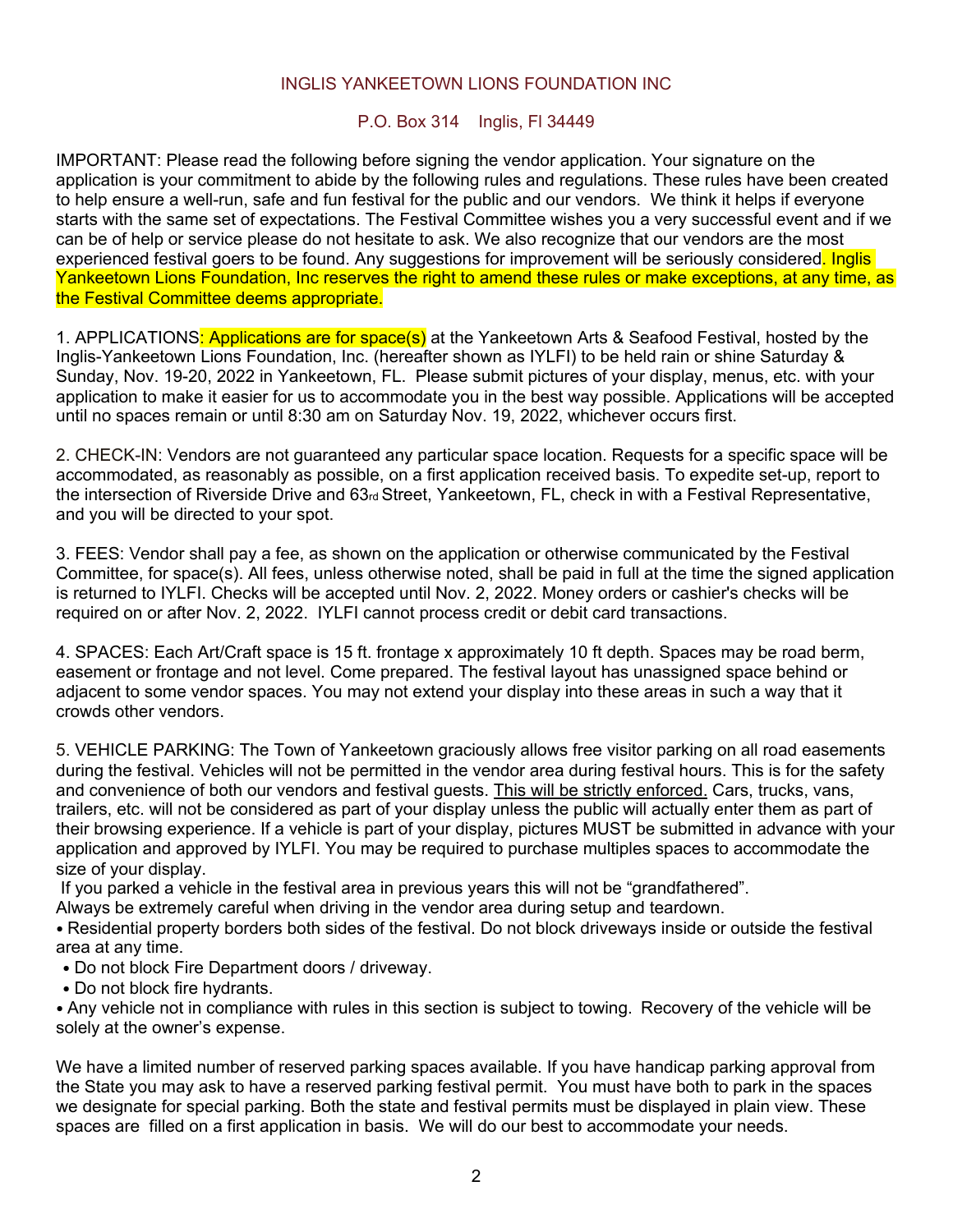INGLIS YANKEETOWN LIONS FOUNDATION INC

P.O. Box 314 Inglis, Fl 34449

IMPORTANT: Please read the following before signing the vendor application. Your signature on the application is your commitment to abide by the following rules and regulations. These rules have been created to help ensure a well-run, safe and fun festival for the public and our vendors. We think it helps if everyone starts with the same set of expectations. The Festival Committee wishes you a very successful event and if we can be of help or service please do not hesitate to ask. We also recognize that our vendors are the most experienced festival goers to be found. Any suggestions for improvement will be seriously considered. Inglis Yankeetown Lions Foundation, Inc reserves the right to amend these rules or make exceptions, at any time, as the Festival Committee deems appropriate.

1. APPLICATIONS: Applications are for space(s) at the Yankeetown Arts & Seafood Festival, hosted by the Inglis-Yankeetown Lions Foundation, Inc. (hereafter shown as IYLFI) to be held rain or shine Saturday & Sunday, Nov. 19-20, 2022 in Yankeetown, FL. Please submit pictures of your display, menus, etc. with your application to make it easier for us to accommodate you in the best way possible. Applications will be accepted until no spaces remain or until 8:30 am on Saturday Nov. 19, 2022, whichever occurs first.

2. CHECK-IN: Vendors are not guaranteed any particular space location. Requests for a specific space will be accommodated, as reasonably as possible, on a first application received basis. To expedite set-up, report to the intersection of Riverside Drive and 63rd Street, Yankeetown, FL, check in with a Festival Representative, and you will be directed to your spot.

3. FEES: Vendor shall pay a fee, as shown on the application or otherwise communicated by the Festival Committee, for space(s). All fees, unless otherwise noted, shall be paid in full at the time the signed application is returned to IYLFI. Checks will be accepted until Nov. 2, 2022. Money orders or cashier's checks will be required on or after Nov. 2, 2022. IYLFI cannot process credit or debit card transactions.

4. SPACES: Each Art/Craft space is 15 ft. frontage x approximately 10 ft depth. Spaces may be road berm, easement or frontage and not level. Come prepared. The festival layout has unassigned space behind or adjacent to some vendor spaces. You may not extend your display into these areas in such a way that it crowds other vendors.

5. VEHICLE PARKING: The Town of Yankeetown graciously allows free visitor parking on all road easements during the festival. Vehicles will not be permitted in the vendor area during festival hours. This is for the safety and convenience of both our vendors and festival guests. This will be strictly enforced. Cars, trucks, vans, trailers, etc. will not be considered as part of your display unless the public will actually enter them as part of their browsing experience. If a vehicle is part of your display, pictures MUST be submitted in advance with your application and approved by IYLFI. You may be required to purchase multiples spaces to accommodate the size of your display.

If you parked a vehicle in the festival area in previous years this will not be "grandfathered".

Always be extremely careful when driving in the vendor area during setup and teardown.

- Residential property borders both sides of the festival. Do not block driveways inside or outside the festival area at any time.
- Do not block Fire Department doors / driveway.
- Do not block fire hydrants.
- Any vehicle not in compliance with rules in this section is subject to towing. Recovery of the vehicle will be solely at the owner's expense.

We have a limited number of reserved parking spaces available. If you have handicap parking approval from the State you may ask to have a reserved parking festival permit. You must have both to park in the spaces we designate for special parking. Both the state and festival permits must be displayed in plain view. These spaces are filled on a first application in basis. We will do our best to accommodate your needs.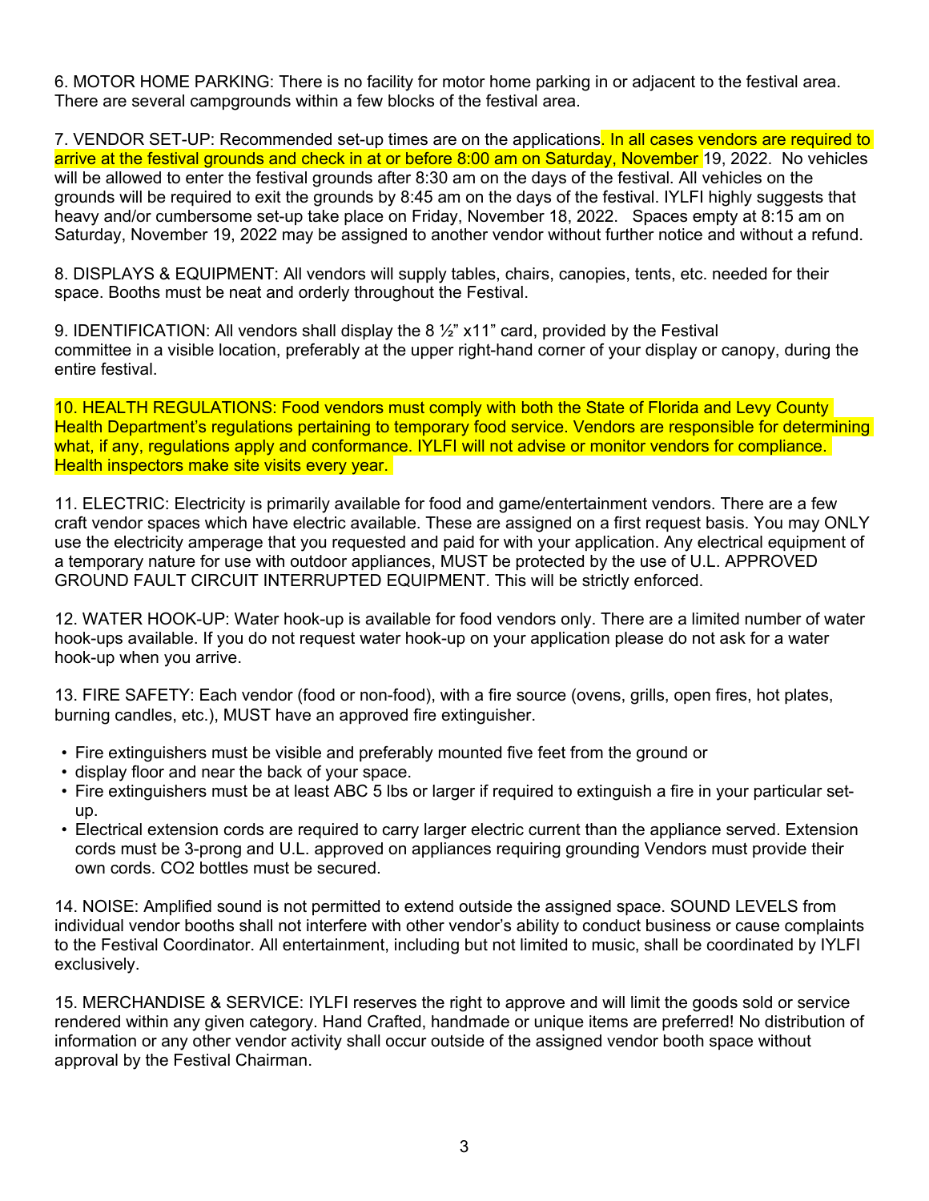6. MOTOR HOME PARKING: There is no facility for motor home parking in or adjacent to the festival area. There are several campgrounds within a few blocks of the festival area.

7. VENDOR SET-UP: Recommended set-up times are on the applications. In all cases vendors are required to arrive at the festival grounds and check in at or before 8:00 am on Saturday, November 19, 2022. No vehicles will be allowed to enter the festival grounds after 8:30 am on the days of the festival. All vehicles on the grounds will be required to exit the grounds by 8:45 am on the days of the festival. IYLFI highly suggests that heavy and/or cumbersome set-up take place on Friday, November 18, 2022. Spaces empty at 8:15 am on Saturday, November 19, 2022 may be assigned to another vendor without further notice and without a refund.

8. DISPLAYS & EQUIPMENT: All vendors will supply tables, chairs, canopies, tents, etc. needed for their space. Booths must be neat and orderly throughout the Festival.

9. IDENTIFICATION: All vendors shall display the 8 ½" x11" card, provided by the Festival committee in a visible location, preferably at the upper right-hand corner of your display or canopy, during the entire festival.

10. HEALTH REGULATIONS: Food vendors must comply with both the State of Florida and Levy County Health Department's regulations pertaining to temporary food service. Vendors are responsible for determining what, if any, regulations apply and conformance. IYLFI will not advise or monitor vendors for compliance. Health inspectors make site visits every year.

11. ELECTRIC: Electricity is primarily available for food and game/entertainment vendors. There are a few craft vendor spaces which have electric available. These are assigned on a first request basis. You may ONLY use the electricity amperage that you requested and paid for with your application. Any electrical equipment of a temporary nature for use with outdoor appliances, MUST be protected by the use of U.L. APPROVED GROUND FAULT CIRCUIT INTERRUPTED EQUIPMENT. This will be strictly enforced.

12. WATER HOOK-UP: Water hook-up is available for food vendors only. There are a limited number of water hook-ups available. If you do not request water hook-up on your application please do not ask for a water hook-up when you arrive.

13. FIRE SAFETY: Each vendor (food or non-food), with a fire source (ovens, grills, open fires, hot plates, burning candles, etc.), MUST have an approved fire extinguisher.

- Fire extinguishers must be visible and preferably mounted five feet from the ground or
- display floor and near the back of your space.
- Fire extinguishers must be at least ABC 5 lbs or larger if required to extinguish a fire in your particular set-up.
- Electrical extension cords are required to carry larger electric current than the appliance served. Extension cords must be 3-prong and U.L. approved on appliances requiring grounding Vendors must provide their own cords. CO2 bottles must be secured.

14. NOISE: Amplified sound is not permitted to extend outside the assigned space. SOUND LEVELS from individual vendor booths shall not interfere with other vendor's ability to conduct business or cause complaints to the Festival Coordinator. All entertainment, including but not limited to music, shall be coordinated by IYLFI exclusively.

15. MERCHANDISE & SERVICE: IYLFI reserves the right to approve and will limit the goods sold or service rendered within any given category. Hand Crafted, handmade or unique items are preferred! No distribution of information or any other vendor activity shall occur outside of the assigned vendor booth space without approval by the Festival Chairman.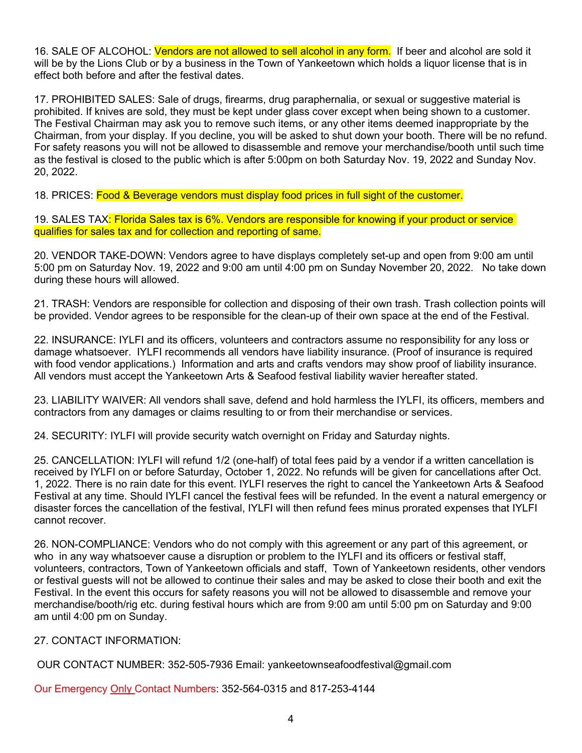16. SALE OF ALCOHOL: Vendors are not allowed to sell alcohol in any form. If beer and alcohol are sold it will be by the Lions Club or by a business in the Town of Yankeetown which holds a liquor license that is in effect both before and after the festival dates.

17. PROHIBITED SALES: Sale of drugs, firearms, drug paraphernalia, or sexual or suggestive material is prohibited. If knives are sold, they must be kept under glass cover except when being shown to a customer. The Festival Chairman may ask you to remove such items, or any other items deemed inappropriate by the Chairman, from your display. If you decline, you will be asked to shut down your booth. There will be no refund. For safety reasons you will not be allowed to disassemble and remove your merchandise/booth until such time as the festival is closed to the public which is after 5:00pm on both Saturday Nov. 19, 2022 and Sunday Nov. 20, 2022.

18. PRICES: Food & Beverage vendors must display food prices in full sight of the customer.

19. SALES TAX: Florida Sales tax is 6%. Vendors are responsible for knowing if your product or service qualifies for sales tax and for collection and reporting of same.

20. VENDOR TAKE-DOWN: Vendors agree to have displays completely set-up and open from 9:00 am until 5:00 pm on Saturday Nov. 19, 2022 and 9:00 am until 4:00 pm on Sunday November 20, 2022. No take down during these hours will allowed.

21. TRASH: Vendors are responsible for collection and disposing of their own trash. Trash collection points will be provided. Vendor agrees to be responsible for the clean-up of their own space at the end of the Festival.

22. INSURANCE: IYLFI and its officers, volunteers and contractors assume no responsibility for any loss or damage whatsoever. IYLFI recommends all vendors have liability insurance. (Proof of insurance is required with food vendor applications.) Information and arts and crafts vendors may show proof of liability insurance. All vendors must accept the Yankeetown Arts & Seafood festival liability wavier hereafter stated.

23. LIABILITY WAIVER: All vendors shall save, defend and hold harmless the IYLFI, its officers, members and contractors from any damages or claims resulting to or from their merchandise or services.

24. SECURITY: IYLFI will provide security watch overnight on Friday and Saturday nights.

25. CANCELLATION: IYLFI will refund 1/2 (one-half) of total fees paid by a vendor if a written cancellation is received by IYLFI on or before Saturday, October 1, 2022. No refunds will be given for cancellations after Oct. 1, 2022. There is no rain date for this event. IYLFI reserves the right to cancel the Yankeetown Arts & Seafood Festival at any time. Should IYLFI cancel the festival fees will be refunded. In the event a natural emergency or disaster forces the cancellation of the festival, IYLFI will then refund fees minus prorated expenses that IYLFI cannot recover.

26. NON-COMPLIANCE: Vendors who do not comply with this agreement or any part of this agreement, or who in any way whatsoever cause a disruption or problem to the IYLFI and its officers or festival staff, volunteers, contractors, Town of Yankeetown officials and staff, Town of Yankeetown residents, other vendors or festival guests will not be allowed to continue their sales and may be asked to close their booth and exit the Festival. In the event this occurs for safety reasons you will not be allowed to disassemble and remove your merchandise/booth/rig etc. during festival hours which are from 9:00 am until 5:00 pm on Saturday and 9:00 am until 4:00 pm on Sunday.

27. CONTACT INFORMATION:

OUR CONTACT NUMBER: 352-505-7936 Email: yankeetownseafoodfestival@gmail.com

Our Emergency Only Contact Numbers: 352-564-0315 and 817-253-4144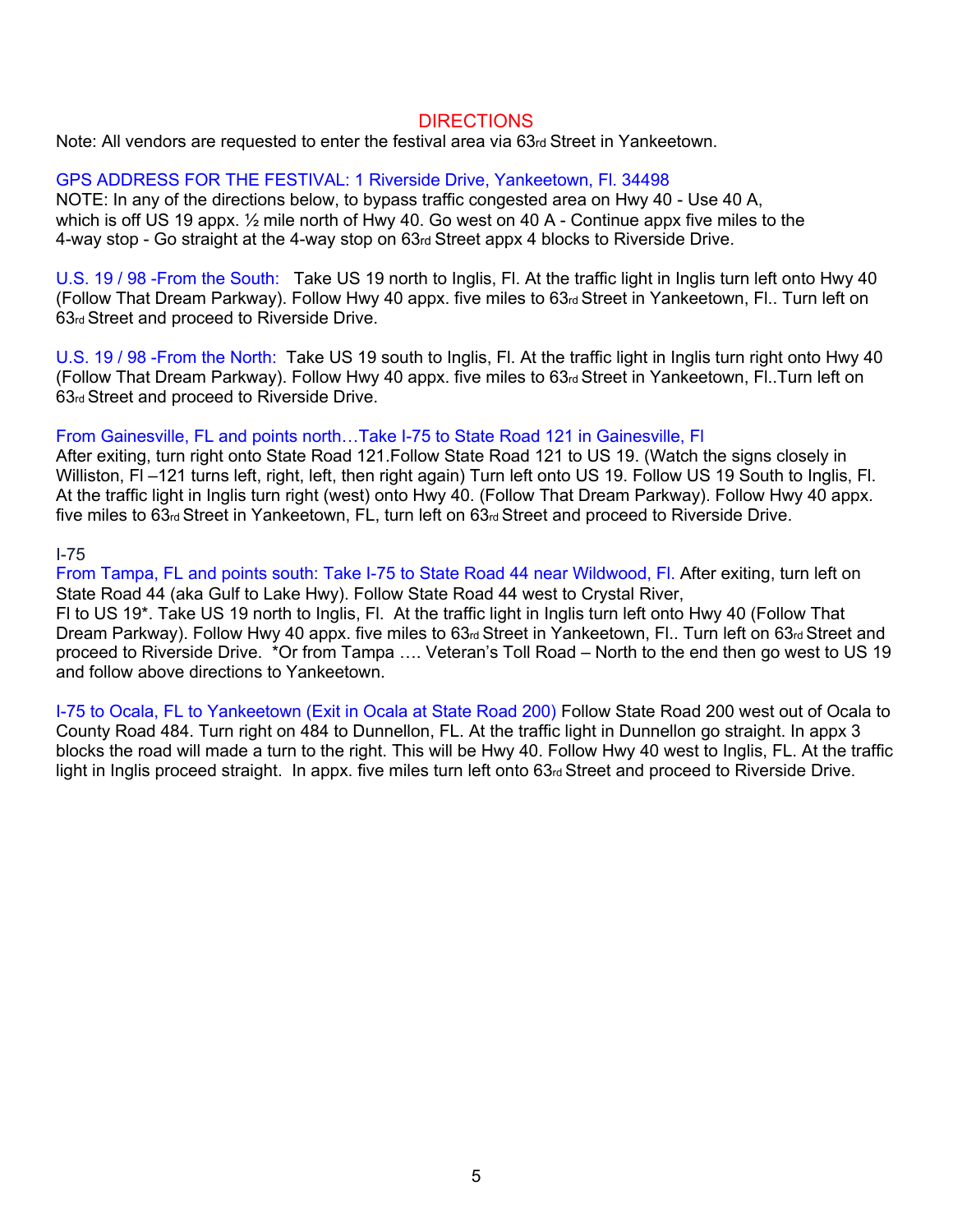# DIRECTIONS

Note: All vendors are requested to enter the festival area via 63rd Street in Yankeetown.

GPS ADDRESS FOR THE FESTIVAL: 1 Riverside Drive, Yankeetown, Fl. 34498

NOTE: In any of the directions below, to bypass traffic congested area on Hwy 40 - Use 40 A, which is off US 19 appx. ½ mile north of Hwy 40. Go west on 40 A - Continue appx five miles to the 4-way stop - Go straight at the 4-way stop on 63rd Street appx 4 blocks to Riverside Drive.

U.S. 19 / 98 -From the South: Take US 19 north to Inglis, Fl. At the traffic light in Inglis turn left onto Hwy 40 (Follow That Dream Parkway). Follow Hwy 40 appx. five miles to 63rd Street in Yankeetown, Fl.. Turn left on 63rd Street and proceed to Riverside Drive.

U.S. 19 / 98 -From the North: Take US 19 south to Inglis, Fl. At the traffic light in Inglis turn right onto Hwy 40 (Follow That Dream Parkway). Follow Hwy 40 appx. five miles to 63rd Street in Yankeetown, Fl..Turn left on 63rd Street and proceed to Riverside Drive.

From Gainesville, FL and points north…Take I-75 to State Road 121 in Gainesville, Fl

After exiting, turn right onto State Road 121.Follow State Road 121 to US 19. (Watch the signs closely in Williston, Fl –121 turns left, right, left, then right again) Turn left onto US 19. Follow US 19 South to Inglis, Fl. At the traffic light in Inglis turn right (west) onto Hwy 40. (Follow That Dream Parkway). Follow Hwy 40 appx. five miles to 63rd Street in Yankeetown, FL, turn left on 63rd Street and proceed to Riverside Drive.

I-75

From Tampa, FL and points south: Take I-75 to State Road 44 near Wildwood, Fl. After exiting, turn left on State Road 44 (aka Gulf to Lake Hwy). Follow State Road 44 west to Crystal River, Fl to US 19*. Take US 19 north to Inglis, Fl. At the traffic light in Inglis turn left onto Hwy 40 (Follow That Dream Parkway). Follow Hwy 40 appx. five miles to 63rd Street in Yankeetown, Fl.. Turn left on 63rd Street and proceed to Riverside Drive. *Or from Tampa …. Veteran's Toll Road – North to the end then go west to US 19 and follow above directions to Yankeetown.

I-75 to Ocala, FL to Yankeetown (Exit in Ocala at State Road 200) Follow State Road 200 west out of Ocala to County Road 484. Turn right on 484 to Dunnellon, FL. At the traffic light in Dunnellon go straight. In appx 3 blocks the road will made a turn to the right. This will be Hwy 40. Follow Hwy 40 west to Inglis, FL. At the traffic light in Inglis proceed straight. In appx. five miles turn left onto 63rd Street and proceed to Riverside Drive.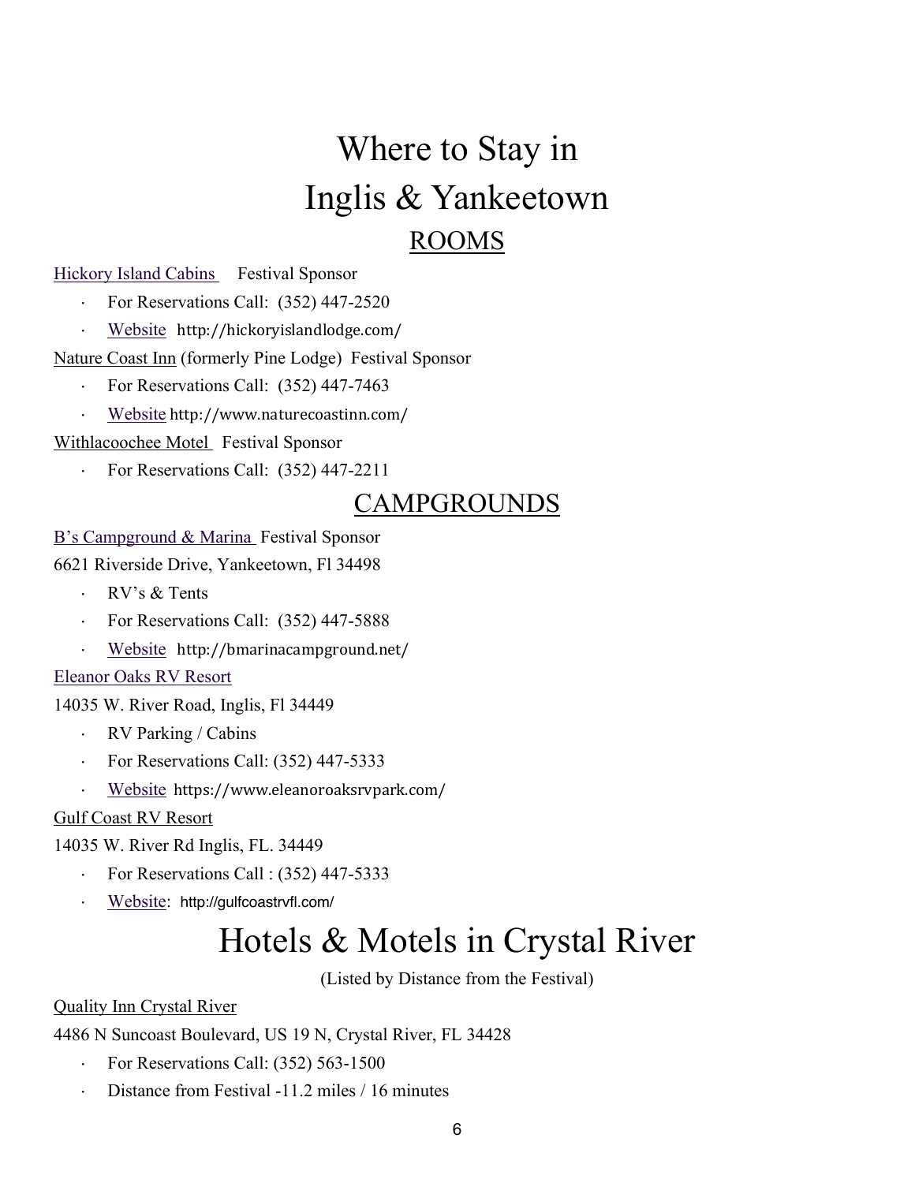# Where to Stay in Inglis & Yankeetown

## ROOMS

Hickory Island Cabins Festival Sponsor

- For Reservations Call: (352) 447-2520
- Website http://hickoryislandlodge.com/

Nature Coast Inn (formerly Pine Lodge) Festival Sponsor

- For Reservations Call: (352) 447-7463
- Website http://www.naturecoastinn.com/

Withlacoochee Motel Festival Sponsor

- For Reservations Call: (352) 447-2211

## CAMPGROUNDS

B's Campground & Marina Festival Sponsor

6621 Riverside Drive, Yankeetown, Fl 34498

- RV's & Tents
- For Reservations Call: (352) 447-5888
- Website http://bmarinacampground.net/

Eleanor Oaks RV Resort

14035 W. River Road, Inglis, Fl 34449

- RV Parking / Cabins
- For Reservations Call: (352) 447-5333
- Website https://www.eleanoroaksrvpark.com/

Gulf Coast RV Resort

14035 W. River Rd Inglis, FL. 34449

- For Reservations Call : (352) 447-5333
- Website: http://gulfcoastrvfl.com/

# Hotels & Motels in Crystal River

(Listed by Distance from the Festival)

Quality Inn Crystal River

4486 N Suncoast Boulevard, US 19 N, Crystal River, FL 34428

- For Reservations Call: (352) 563-1500
- Distance from Festival -11.2 miles / 16 minutes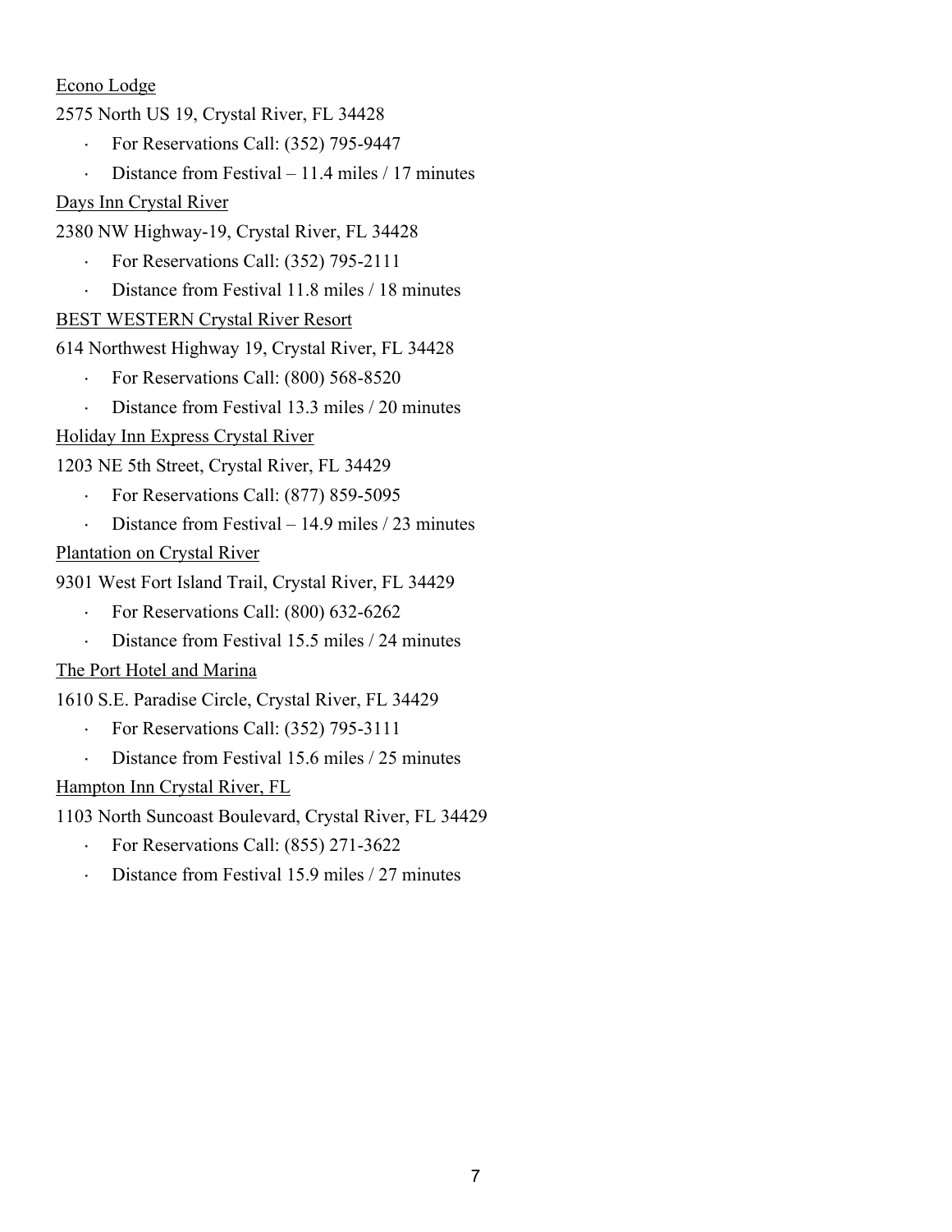Econo Lodge

2575 North US 19, Crystal River, FL 34428

- For Reservations Call: (352) 795-9447
- Distance from Festival – 11.4 miles / 17 minutes

Days Inn Crystal River

2380 NW Highway-19, Crystal River, FL 34428

- For Reservations Call: (352) 795-2111
- Distance from Festival 11.8 miles / 18 minutes

BEST WESTERN Crystal River Resort

614 Northwest Highway 19, Crystal River, FL 34428

- For Reservations Call: (800) 568-8520
- Distance from Festival 13.3 miles / 20 minutes

Holiday Inn Express Crystal River

1203 NE 5th Street, Crystal River, FL 34429

- For Reservations Call: (877) 859-5095
- Distance from Festival – 14.9 miles / 23 minutes

Plantation on Crystal River

9301 West Fort Island Trail, Crystal River, FL 34429

- For Reservations Call: (800) 632-6262
- Distance from Festival 15.5 miles / 24 minutes

The Port Hotel and Marina

1610 S.E. Paradise Circle, Crystal River, FL 34429

- For Reservations Call: (352) 795-3111
- Distance from Festival 15.6 miles / 25 minutes

Hampton Inn Crystal River, FL

1103 North Suncoast Boulevard, Crystal River, FL 34429

- For Reservations Call: (855) 271-3622
- Distance from Festival 15.9 miles / 27 minutes